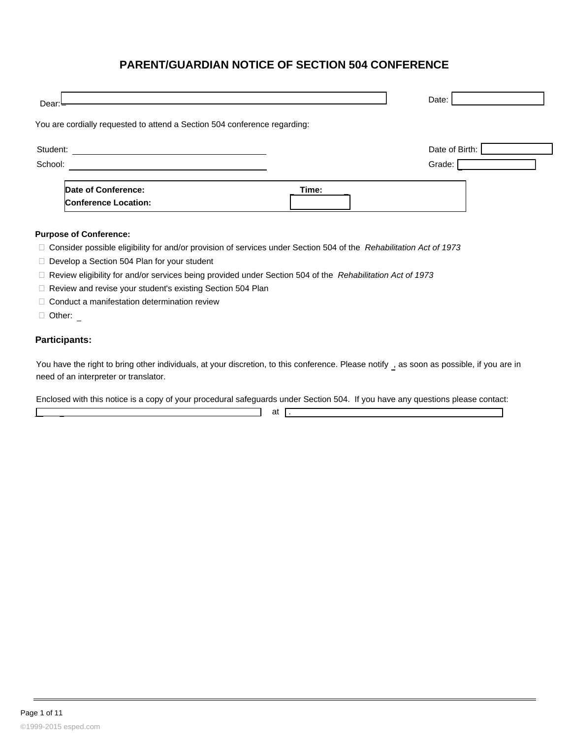# PARENT/GUARDIAN NOTICE OF SECTION 504 CONFERENCE

Dear: ______________________________ Date: __________

You are cordially requested to attend a Section 504 conference regarding:

Student: ______________________________ Date of Birth: __________

School: ______________________________ Grade: __________

| | |
|---|---|
| **Date of Conference:** | **Time:** |
| **Conference Location:** | |

**Purpose of Conference:**

- ☐ Consider possible eligibility for and/or provision of services under Section 504 of the *Rehabilitation Act of 1973*
- ☐ Develop a Section 504 Plan for your student
- ☐ Review eligibility for and/or services being provided under Section 504 of the *Rehabilitation Act of 1973*
- ☐ Review and revise your student's existing Section 504 Plan
- ☐ Conduct a manifestation determination review
- ☐ Other: _

## Participants:

You have the right to bring other individuals, at your discretion, to this conference. Please notify _, as soon as possible, if you are in need of an interpreter or translator.

Enclosed with this notice is a copy of your procedural safeguards under Section 504. If you have any questions please contact:

______________________________ at ______________________________.

©1999-2015 esped.com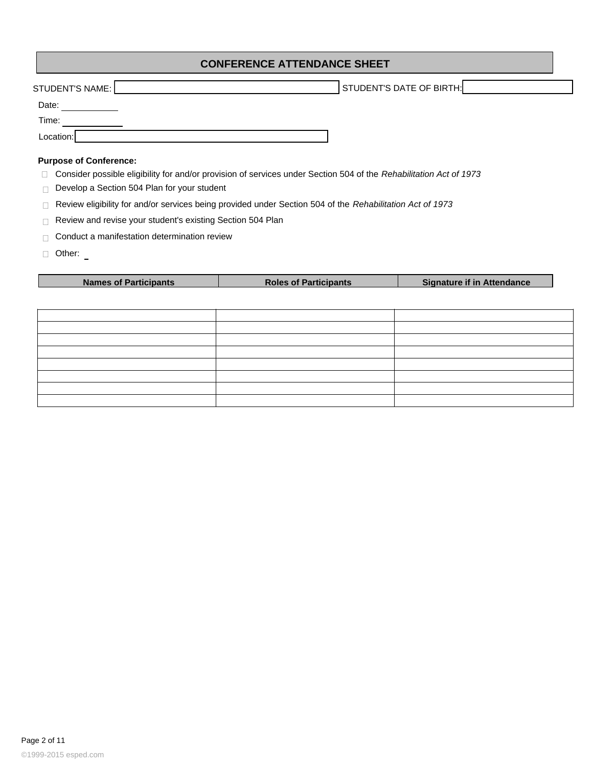# CONFERENCE ATTENDANCE SHEET

STUDENT'S NAME: ______________________ STUDENT'S DATE OF BIRTH: ______________

Date: __________

Time: __________

Location: ______________________

**Purpose of Conference:**

- ☐ Consider possible eligibility for and/or provision of services under Section 504 of the *Rehabilitation Act of 1973*
- ☐ Develop a Section 504 Plan for your student
- ☐ Review eligibility for and/or services being provided under Section 504 of the *Rehabilitation Act of 1973*
- ☐ Review and revise your student's existing Section 504 Plan
- ☐ Conduct a manifestation determination review
- ☐ Other: _

| Names of Participants | Roles of Participants | Signature if in Attendance |
|---|---|---|
| | | |
| | | |
| | | |
| | | |
| | | |
| | | |
| | | |
| | | |

©1999-2015 esped.com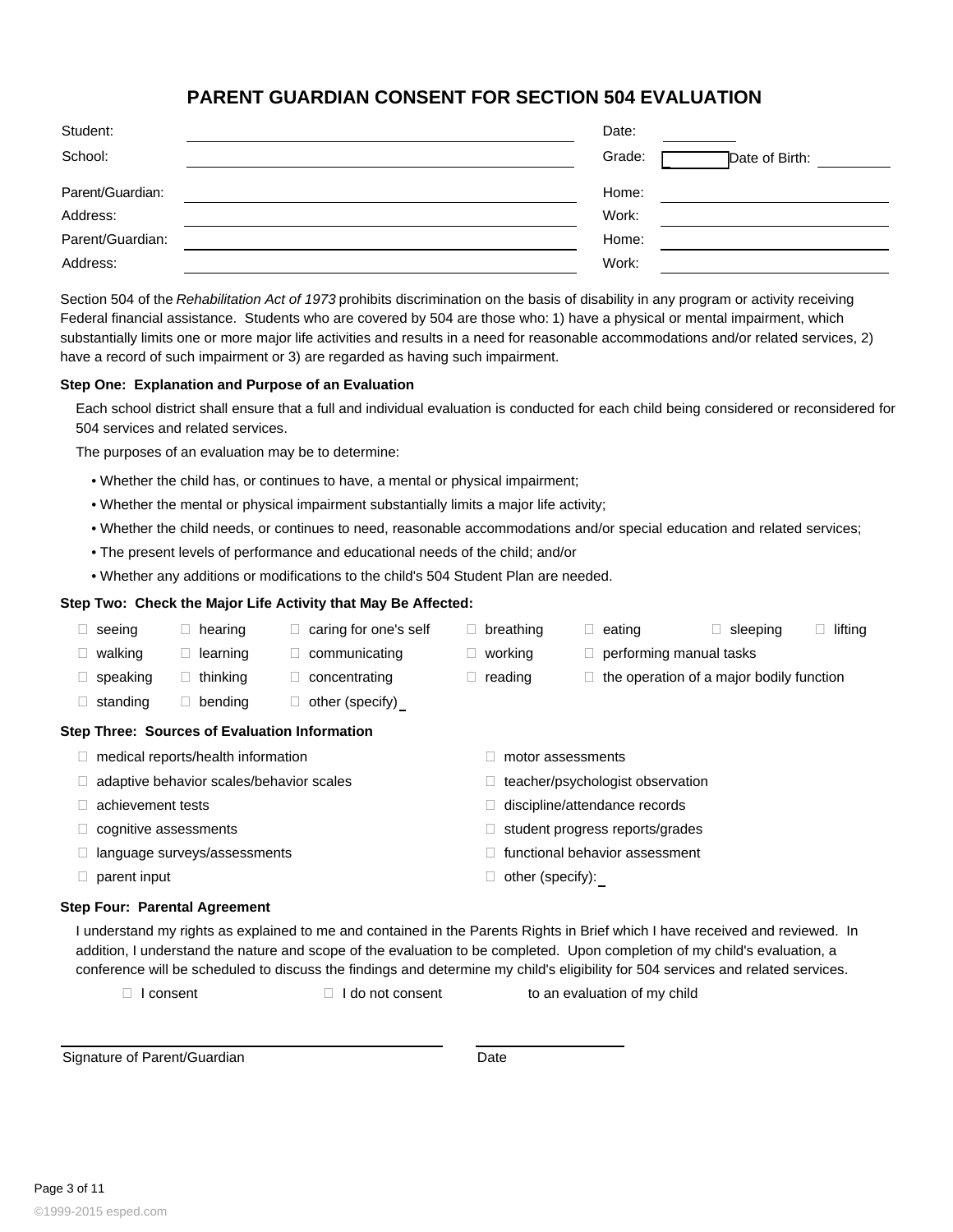# PARENT GUARDIAN CONSENT FOR SECTION 504 EVALUATION

| | | | |
|---|---|---|---|
| Student: | | Date: | |
| School: | | Grade: | Date of Birth: |
| Parent/Guardian: | | Home: | |
| Address: | | Work: | |
| Parent/Guardian: | | Home: | |
| Address: | | Work: | |

Section 504 of the *Rehabilitation Act of 1973* prohibits discrimination on the basis of disability in any program or activity receiving Federal financial assistance. Students who are covered by 504 are those who: 1) have a physical or mental impairment, which substantially limits one or more major life activities and results in a need for reasonable accommodations and/or related services, 2) have a record of such impairment or 3) are regarded as having such impairment.

**Step One: Explanation and Purpose of an Evaluation**

Each school district shall ensure that a full and individual evaluation is conducted for each child being considered or reconsidered for 504 services and related services.

The purposes of an evaluation may be to determine:

- Whether the child has, or continues to have, a mental or physical impairment;
- Whether the mental or physical impairment substantially limits a major life activity;
- Whether the child needs, or continues to need, reasonable accommodations and/or special education and related services;
- The present levels of performance and educational needs of the child; and/or
- Whether any additions or modifications to the child's 504 Student Plan are needed.

**Step Two: Check the Major Life Activity that May Be Affected:**

- ☐ seeing
- ☐ hearing
- ☐ caring for one's self
- ☐ breathing
- ☐ eating
- ☐ sleeping
- ☐ lifting
- ☐ walking
- ☐ learning
- ☐ communicating
- ☐ working
- ☐ performing manual tasks
- ☐ speaking
- ☐ thinking
- ☐ concentrating
- ☐ reading
- ☐ the operation of a major bodily function
- ☐ standing
- ☐ bending
- ☐ other (specify) _

**Step Three: Sources of Evaluation Information**

- ☐ medical reports/health information
- ☐ adaptive behavior scales/behavior scales
- ☐ achievement tests
- ☐ cognitive assessments
- ☐ language surveys/assessments
- ☐ parent input
- ☐ motor assessments
- ☐ teacher/psychologist observation
- ☐ discipline/attendance records
- ☐ student progress reports/grades
- ☐ functional behavior assessment
- ☐ other (specify): _

**Step Four: Parental Agreement**

I understand my rights as explained to me and contained in the Parents Rights in Brief which I have received and reviewed. In addition, I understand the nature and scope of the evaluation to be completed. Upon completion of my child's evaluation, a conference will be scheduled to discuss the findings and determine my child's eligibility for 504 services and related services.

☐ I consent ☐ I do not consent to an evaluation of my child

Signature of Parent/Guardian ______________________ Date ____________

©1999-2015 esped.com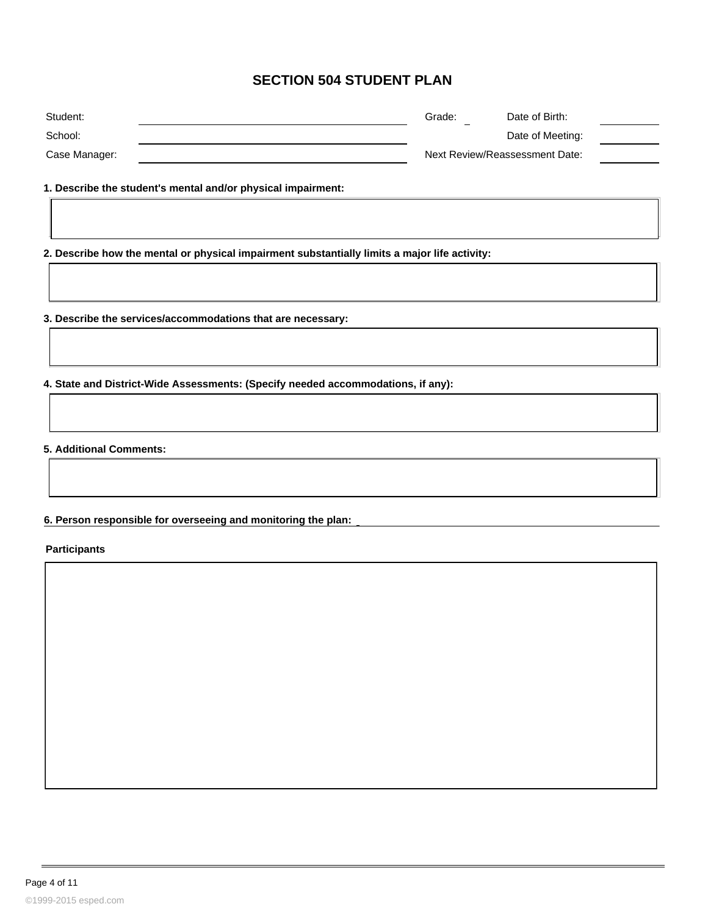# SECTION 504 STUDENT PLAN

| | | | | | |
|---|---|---|---|---|---|
| Student: | | Grade: | | Date of Birth: | |
| School: | | | | Date of Meeting: | |
| Case Manager: | | Next Review/Reassessment Date: | | | |

**1. Describe the student's mental and/or physical impairment:**

**2. Describe how the mental or physical impairment substantially limits a major life activity:**

**3. Describe the services/accommodations that are necessary:**

**4. State and District-Wide Assessments: (Specify needed accommodations, if any):**

**5. Additional Comments:**

**6. Person responsible for overseeing and monitoring the plan:**

**Participants**

©1999-2015 esped.com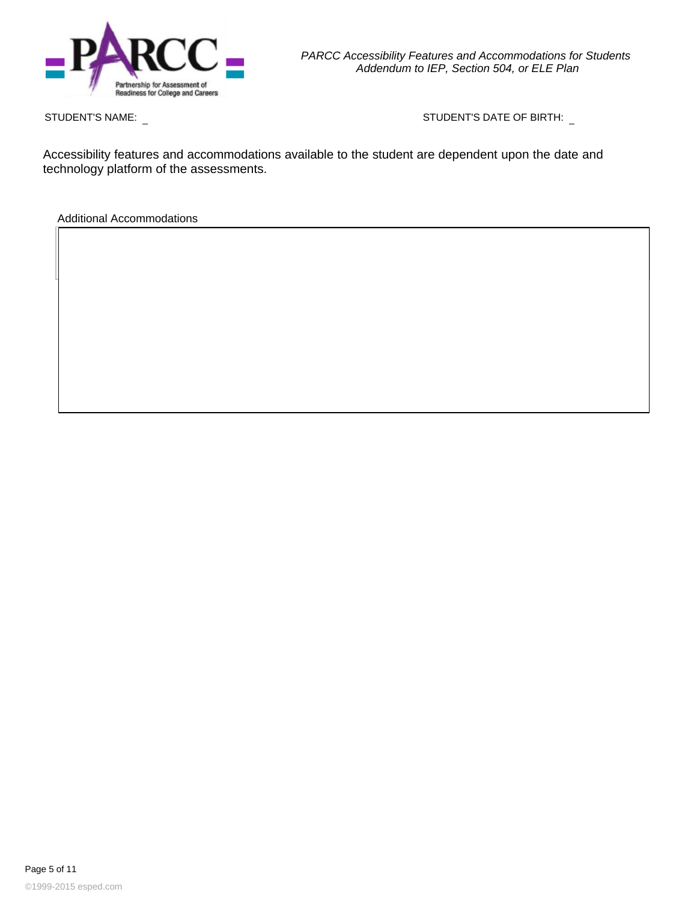*PARCC Accessibility Features and Accommodations for Students Addendum to IEP, Section 504, or ELE Plan*

STUDENT'S NAME: _ STUDENT'S DATE OF BIRTH: _

Accessibility features and accommodations available to the student are dependent upon the date and technology platform of the assessments.

Additional Accommodations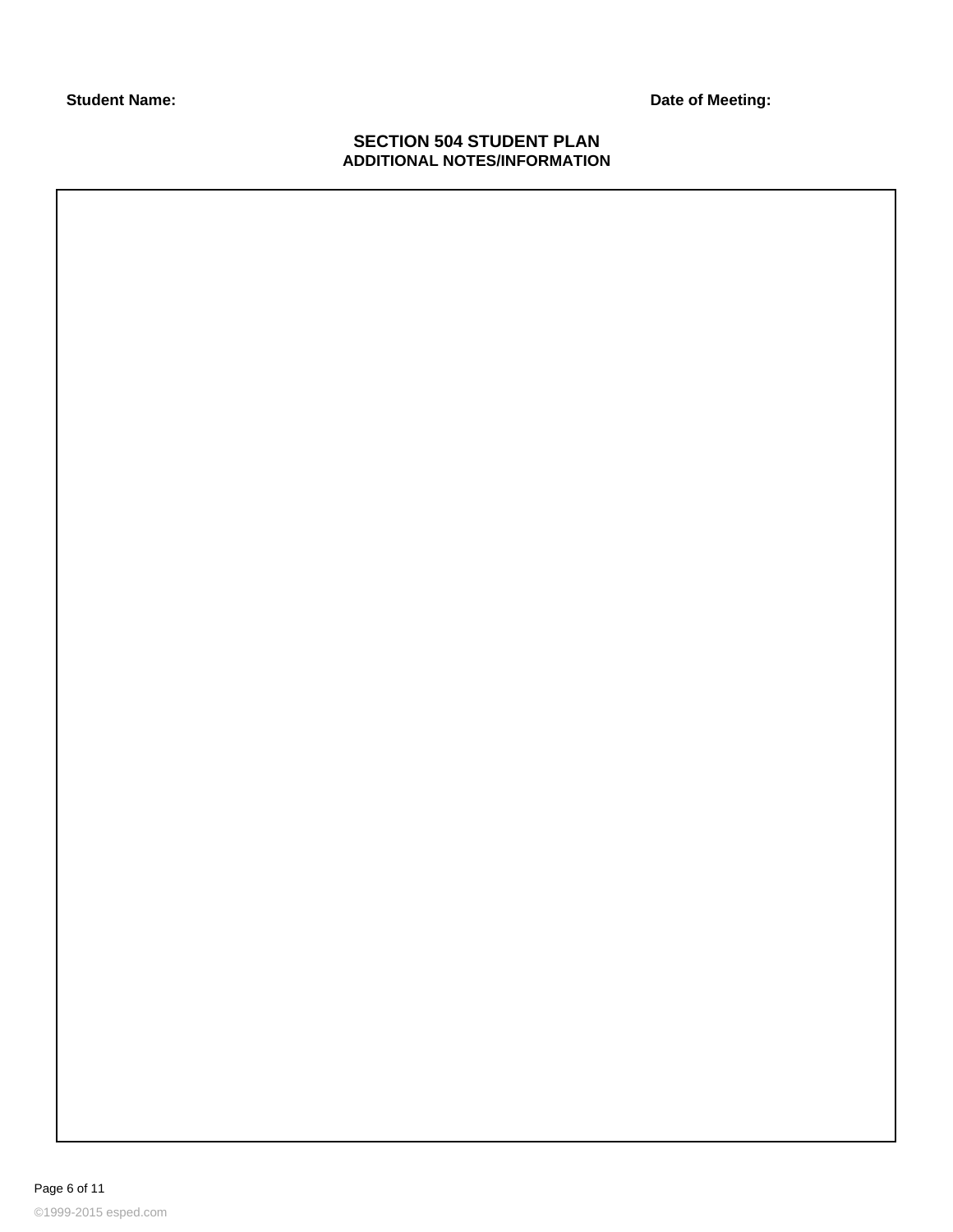**Student Name:** **Date of Meeting:**

## SECTION 504 STUDENT PLAN

### ADDITIONAL NOTES/INFORMATION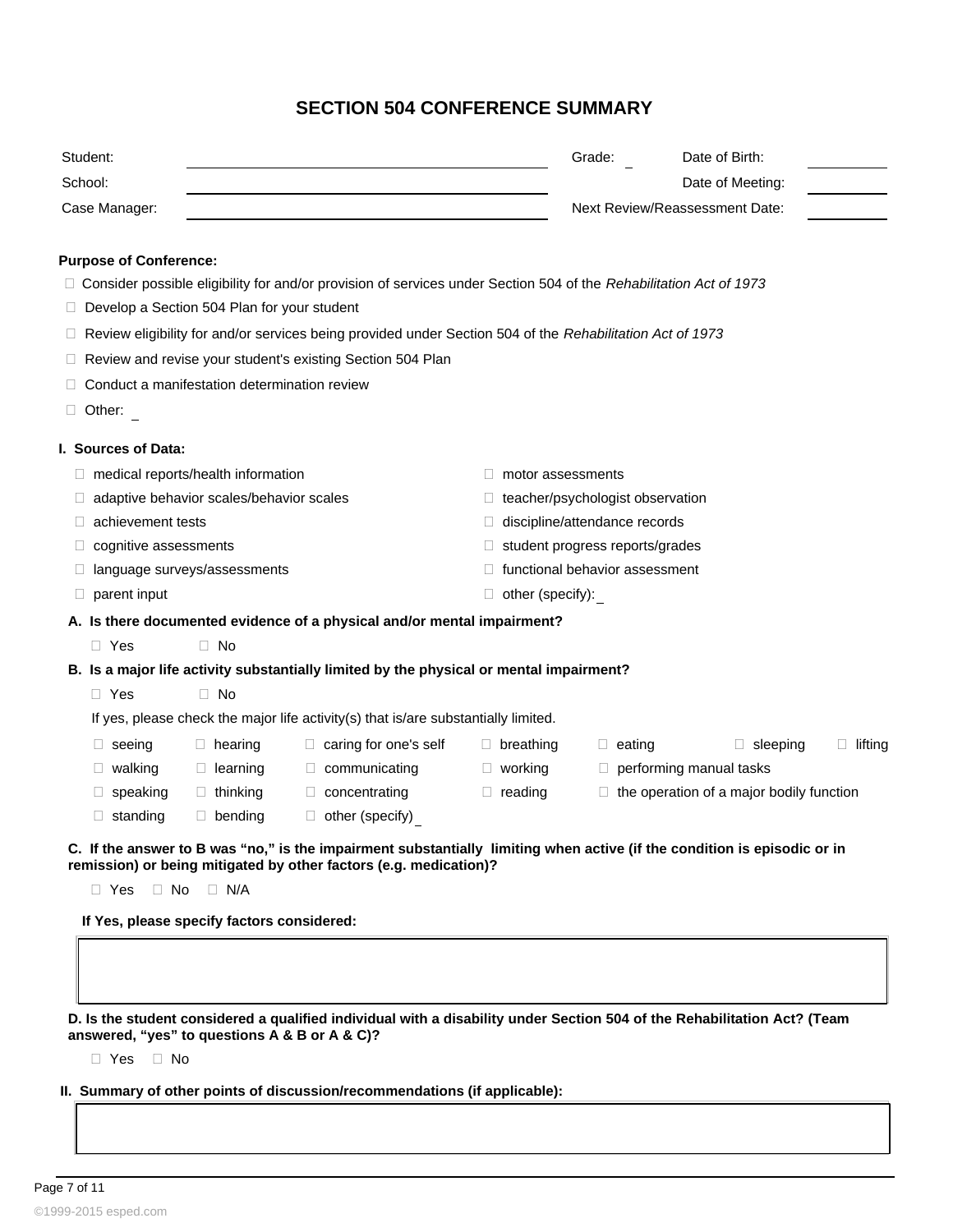# SECTION 504 CONFERENCE SUMMARY

Student: ______________________ Grade: ___ Date of Birth: ________

School: ______________________ Date of Meeting: ________

Case Manager: ______________________ Next Review/Reassessment Date: ________

**Purpose of Conference:**

- ☐ Consider possible eligibility for and/or provision of services under Section 504 of the *Rehabilitation Act of 1973*
- ☐ Develop a Section 504 Plan for your student
- ☐ Review eligibility for and/or services being provided under Section 504 of the *Rehabilitation Act of 1973*
- ☐ Review and revise your student's existing Section 504 Plan
- ☐ Conduct a manifestation determination review
- ☐ Other: ___

**I. Sources of Data:**

- ☐ medical reports/health information
- ☐ adaptive behavior scales/behavior scales
- ☐ achievement tests
- ☐ cognitive assessments
- ☐ language surveys/assessments
- ☐ parent input
- ☐ motor assessments
- ☐ teacher/psychologist observation
- ☐ discipline/attendance records
- ☐ student progress reports/grades
- ☐ functional behavior assessment
- ☐ other (specify): ___

**A. Is there documented evidence of a physical and/or mental impairment?**

☐ Yes ☐ No

**B. Is a major life activity substantially limited by the physical or mental impairment?**

☐ Yes ☐ No

If yes, please check the major life activity(s) that is/are substantially limited.

| | | | | | | |
|---|---|---|---|---|---|---|
| ☐ seeing | ☐ hearing | ☐ caring for one's self | ☐ breathing | ☐ eating | ☐ sleeping | ☐ lifting |
| ☐ walking | ☐ learning | ☐ communicating | ☐ working | ☐ performing manual tasks | | |
| ☐ speaking | ☐ thinking | ☐ concentrating | ☐ reading | ☐ the operation of a major bodily function | | |
| ☐ standing | ☐ bending | ☐ other (specify) ___ | | | | |

**C. If the answer to B was "no," is the impairment substantially limiting when active (if the condition is episodic or in remission) or being mitigated by other factors (e.g. medication)?**

☐ Yes ☐ No ☐ N/A

**If Yes, please specify factors considered:**

| |
|---|
| |

**D. Is the student considered a qualified individual with a disability under Section 504 of the Rehabilitation Act? (Team answered, "yes" to questions A & B or A & C)?**

☐ Yes ☐ No

**II. Summary of other points of discussion/recommendations (if applicable):**

| |
|---|
| |

©1999-2015 esped.com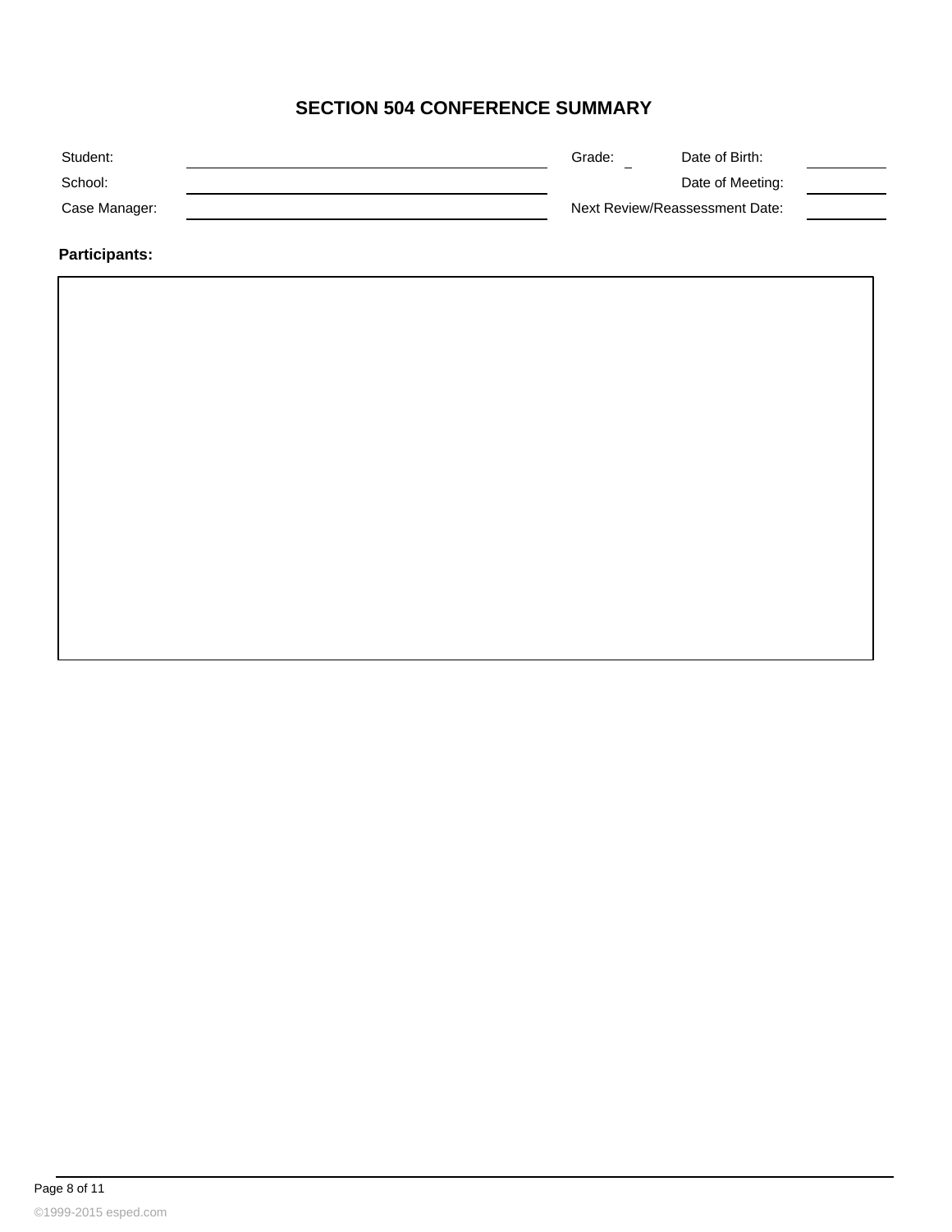# SECTION 504 CONFERENCE SUMMARY

| Student: | | Grade: | | Date of Birth: | |
|---|---|---|---|---|---|
| School: | | | | Date of Meeting: | |
| Case Manager: | | Next Review/Reassessment Date: | | | |

**Participants:**

©1999-2015 esped.com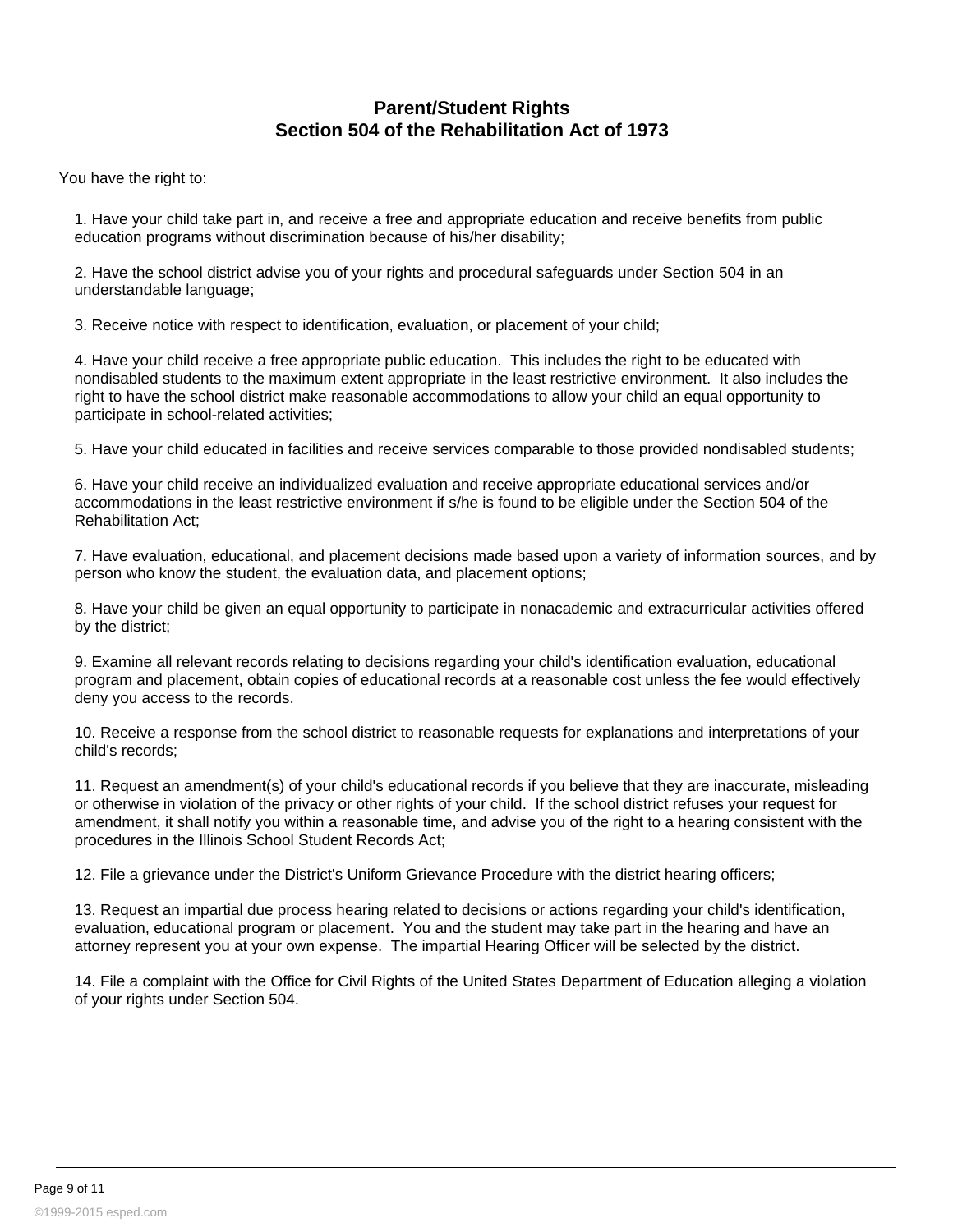## Parent/Student Rights
## Section 504 of the Rehabilitation Act of 1973

You have the right to:

1. Have your child take part in, and receive a free and appropriate education and receive benefits from public education programs without discrimination because of his/her disability;

2. Have the school district advise you of your rights and procedural safeguards under Section 504 in an understandable language;

3. Receive notice with respect to identification, evaluation, or placement of your child;

4. Have your child receive a free appropriate public education. This includes the right to be educated with nondisabled students to the maximum extent appropriate in the least restrictive environment. It also includes the right to have the school district make reasonable accommodations to allow your child an equal opportunity to participate in school-related activities;

5. Have your child educated in facilities and receive services comparable to those provided nondisabled students;

6. Have your child receive an individualized evaluation and receive appropriate educational services and/or accommodations in the least restrictive environment if s/he is found to be eligible under the Section 504 of the Rehabilitation Act;

7. Have evaluation, educational, and placement decisions made based upon a variety of information sources, and by person who know the student, the evaluation data, and placement options;

8. Have your child be given an equal opportunity to participate in nonacademic and extracurricular activities offered by the district;

9. Examine all relevant records relating to decisions regarding your child's identification evaluation, educational program and placement, obtain copies of educational records at a reasonable cost unless the fee would effectively deny you access to the records.

10. Receive a response from the school district to reasonable requests for explanations and interpretations of your child's records;

11. Request an amendment(s) of your child's educational records if you believe that they are inaccurate, misleading or otherwise in violation of the privacy or other rights of your child. If the school district refuses your request for amendment, it shall notify you within a reasonable time, and advise you of the right to a hearing consistent with the procedures in the Illinois School Student Records Act;

12. File a grievance under the District's Uniform Grievance Procedure with the district hearing officers;

13. Request an impartial due process hearing related to decisions or actions regarding your child's identification, evaluation, educational program or placement. You and the student may take part in the hearing and have an attorney represent you at your own expense. The impartial Hearing Officer will be selected by the district.

14. File a complaint with the Office for Civil Rights of the United States Department of Education alleging a violation of your rights under Section 504.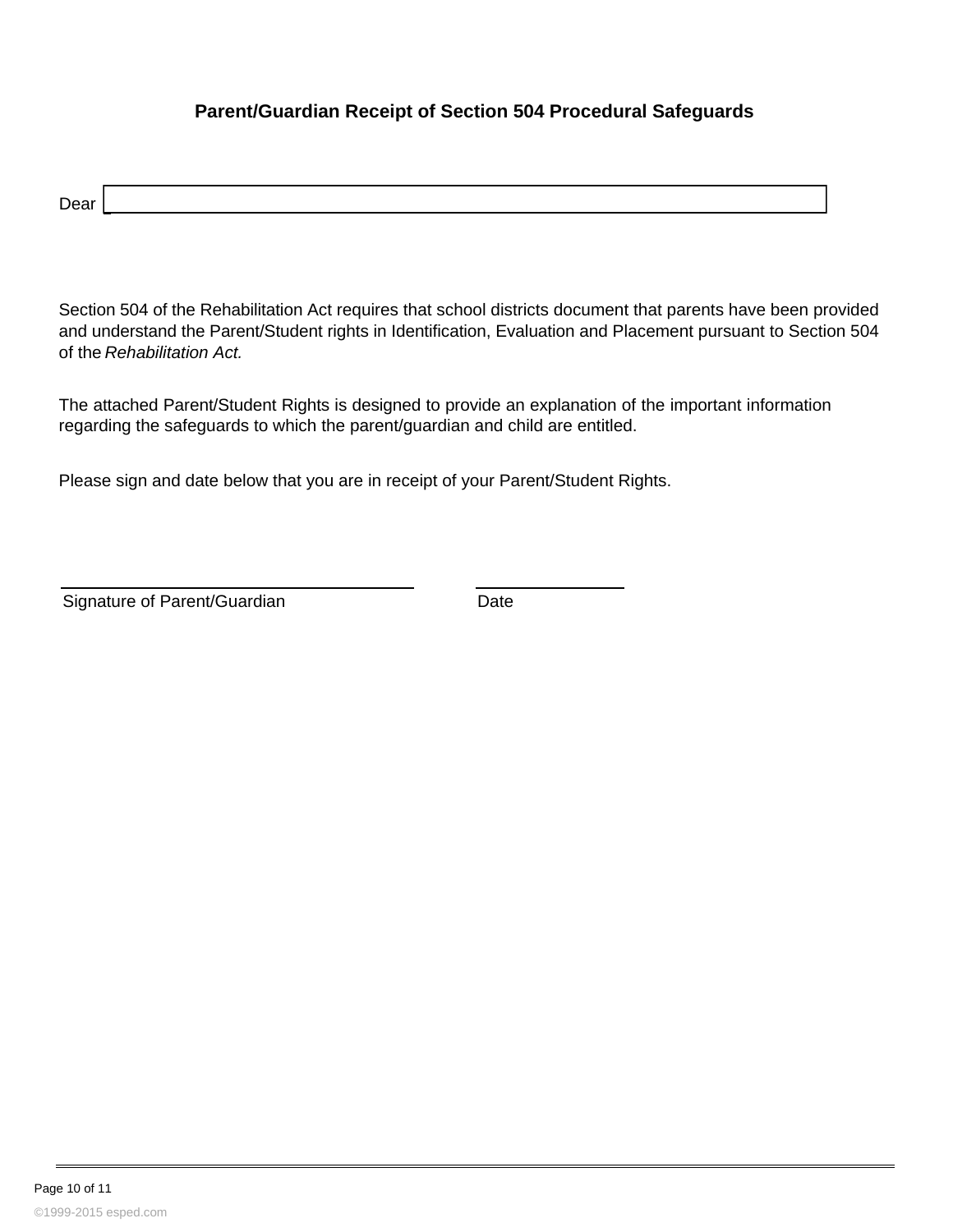**Parent/Guardian Receipt of Section 504 Procedural Safeguards**

Dear ________________________________________

Section 504 of the Rehabilitation Act requires that school districts document that parents have been provided and understand the Parent/Student rights in Identification, Evaluation and Placement pursuant to Section 504 of the *Rehabilitation Act.*

The attached Parent/Student Rights is designed to provide an explanation of the important information regarding the safeguards to which the parent/guardian and child are entitled.

Please sign and date below that you are in receipt of your Parent/Student Rights.

________________________________________ ____________________

Signature of Parent/Guardian Date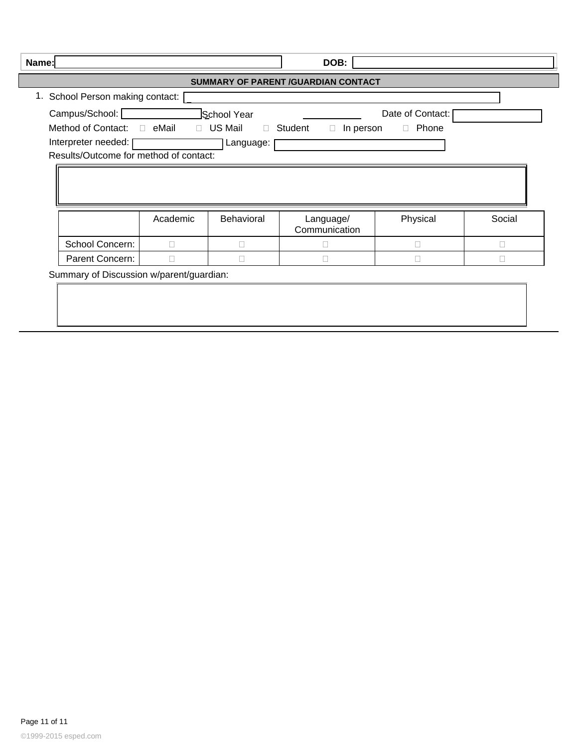**Name:** &nbsp;&nbsp;&nbsp;&nbsp;&nbsp;&nbsp;&nbsp;&nbsp;&nbsp;&nbsp;&nbsp;&nbsp;&nbsp;&nbsp;&nbsp;&nbsp;&nbsp;&nbsp;&nbsp;&nbsp;&nbsp;&nbsp;&nbsp;&nbsp;&nbsp;&nbsp;&nbsp;&nbsp;&nbsp;&nbsp; **DOB:**

## SUMMARY OF PARENT /GUARDIAN CONTACT

1. School Person making contact: _

Campus/School: &nbsp;&nbsp;&nbsp;&nbsp;&nbsp;&nbsp;&nbsp;&nbsp;&nbsp;&nbsp;&nbsp;&nbsp;&nbsp;&nbsp;&nbsp; School Year ____________ Date of Contact:

Method of Contact: ☐ eMail ☐ US Mail ☐ Student ☐ In person ☐ Phone

Interpreter needed: &nbsp;&nbsp;&nbsp;&nbsp;&nbsp;&nbsp;&nbsp;&nbsp;&nbsp;&nbsp;&nbsp;&nbsp;&nbsp;&nbsp;&nbsp; Language:

Results/Outcome for method of contact:

| | Academic | Behavioral | Language/ Communication | Physical | Social |
|---|---|---|---|---|---|
| School Concern: | ☐ | ☐ | ☐ | ☐ | ☐ |
| Parent Concern: | ☐ | ☐ | ☐ | ☐ | ☐ |

Summary of Discussion w/parent/guardian:

©1999-2015 esped.com